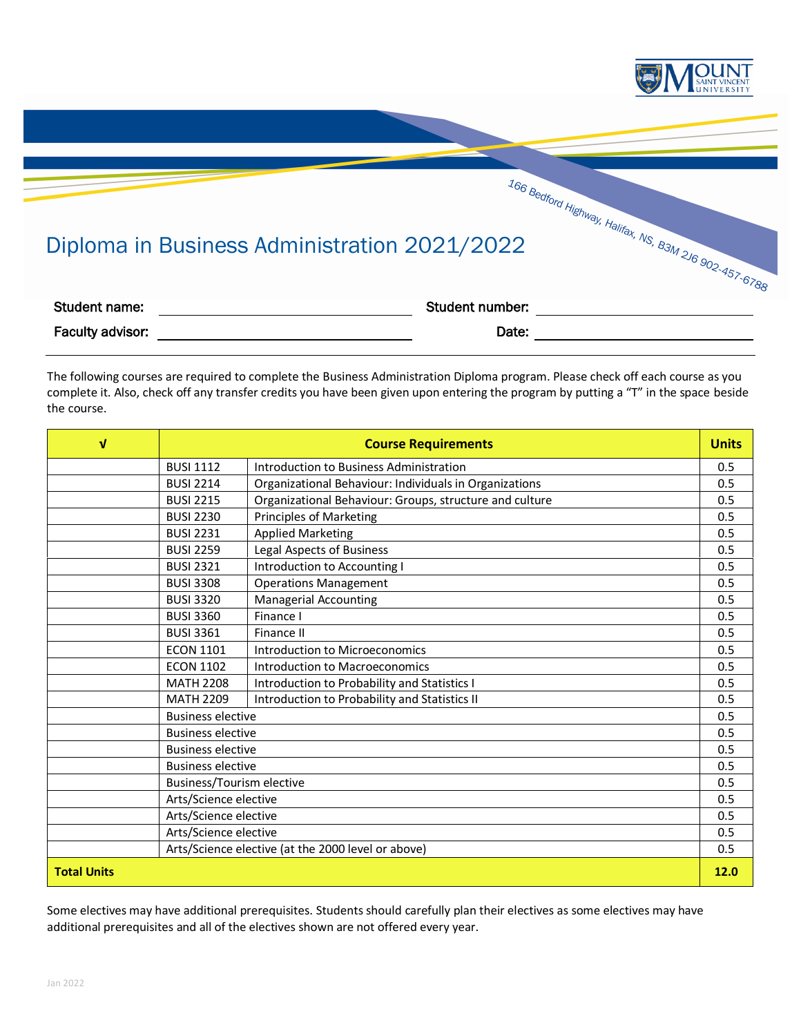166 Bedford Highway, Halifax, NS, B3M 2J6 902-457-6788

# Diploma in Business Administration 2021/2022

**Student name:** ______________________ **Student number:** ______________________

**Faculty advisor:** ______________________ **Date:** ______________________

The following courses are required to complete the Business Administration Diploma program. Please check off each course as you complete it. Also, check off any transfer credits you have been given upon entering the program by putting a "T" in the space beside the course.

| √ | Course Requirements | | Units |
|---|---|---|---|
| | BUSI 1112 | Introduction to Business Administration | 0.5 |
| | BUSI 2214 | Organizational Behaviour: Individuals in Organizations | 0.5 |
| | BUSI 2215 | Organizational Behaviour: Groups, structure and culture | 0.5 |
| | BUSI 2230 | Principles of Marketing | 0.5 |
| | BUSI 2231 | Applied Marketing | 0.5 |
| | BUSI 2259 | Legal Aspects of Business | 0.5 |
| | BUSI 2321 | Introduction to Accounting I | 0.5 |
| | BUSI 3308 | Operations Management | 0.5 |
| | BUSI 3320 | Managerial Accounting | 0.5 |
| | BUSI 3360 | Finance I | 0.5 |
| | BUSI 3361 | Finance II | 0.5 |
| | ECON 1101 | Introduction to Microeconomics | 0.5 |
| | ECON 1102 | Introduction to Macroeconomics | 0.5 |
| | MATH 2208 | Introduction to Probability and Statistics I | 0.5 |
| | MATH 2209 | Introduction to Probability and Statistics II | 0.5 |
| | Business elective | | 0.5 |
| | Business elective | | 0.5 |
| | Business elective | | 0.5 |
| | Business elective | | 0.5 |
| | Business/Tourism elective | | 0.5 |
| | Arts/Science elective | | 0.5 |
| | Arts/Science elective | | 0.5 |
| | Arts/Science elective | | 0.5 |
| | Arts/Science elective (at the 2000 level or above) | | 0.5 |
| **Total Units** | | | **12.0** |

Some electives may have additional prerequisites. Students should carefully plan their electives as some electives may have additional prerequisites and all of the electives shown are not offered every year.

Jan 2022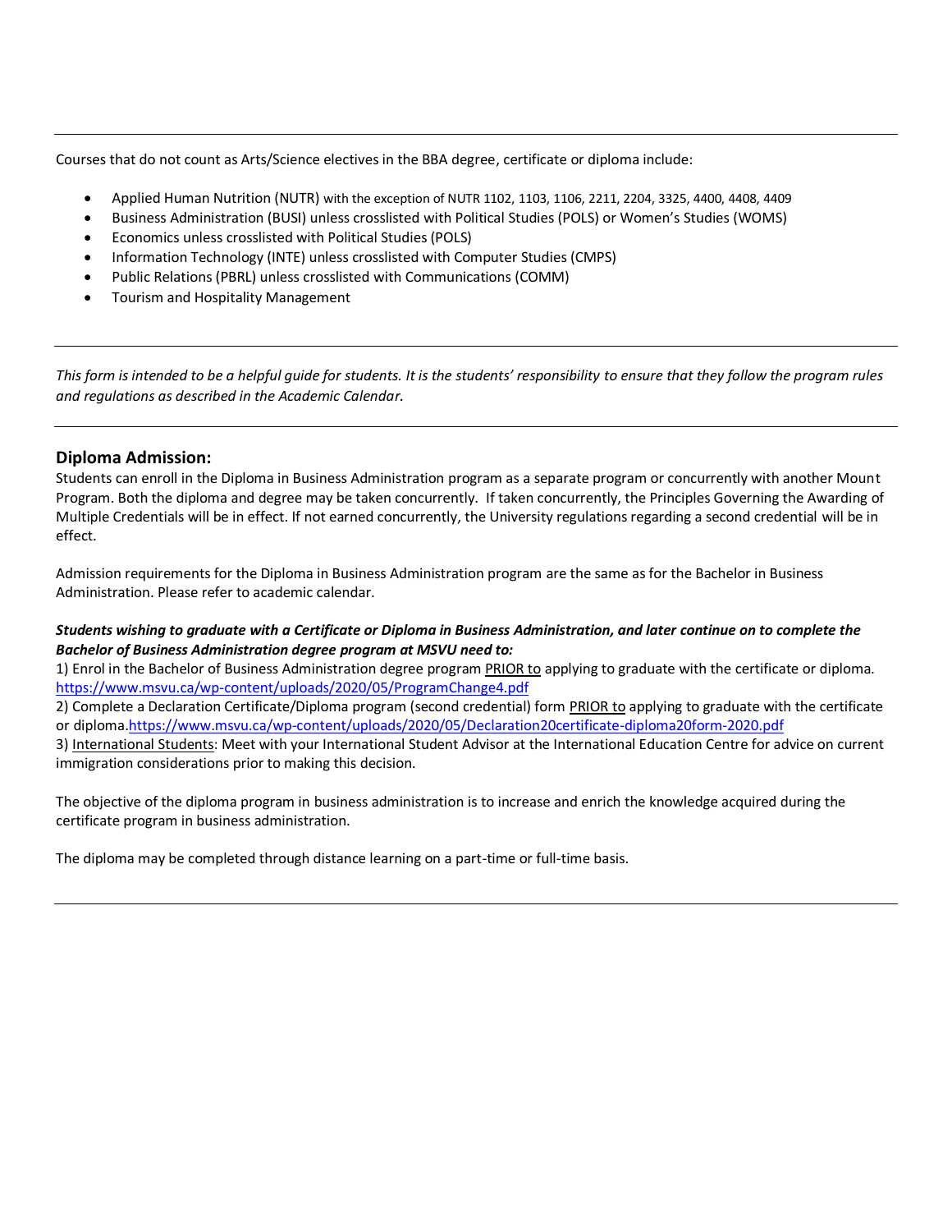Courses that do not count as Arts/Science electives in the BBA degree, certificate or diploma include:

- Applied Human Nutrition (NUTR) with the exception of NUTR 1102, 1103, 1106, 2211, 2204, 3325, 4400, 4408, 4409
- Business Administration (BUSI) unless crosslisted with Political Studies (POLS) or Women's Studies (WOMS)
- Economics unless crosslisted with Political Studies (POLS)
- Information Technology (INTE) unless crosslisted with Computer Studies (CMPS)
- Public Relations (PBRL) unless crosslisted with Communications (COMM)
- Tourism and Hospitality Management

---

*This form is intended to be a helpful guide for students. It is the students' responsibility to ensure that they follow the program rules and regulations as described in the Academic Calendar.*

---

## Diploma Admission:

Students can enroll in the Diploma in Business Administration program as a separate program or concurrently with another Mount Program. Both the diploma and degree may be taken concurrently. If taken concurrently, the Principles Governing the Awarding of Multiple Credentials will be in effect. If not earned concurrently, the University regulations regarding a second credential will be in effect.

Admission requirements for the Diploma in Business Administration program are the same as for the Bachelor in Business Administration. Please refer to academic calendar.

***Students wishing to graduate with a Certificate or Diploma in Business Administration, and later continue on to complete the Bachelor of Business Administration degree program at MSVU need to:***

1) Enrol in the Bachelor of Business Administration degree program PRIOR to applying to graduate with the certificate or diploma. https://www.msvu.ca/wp-content/uploads/2020/05/ProgramChange4.pdf

2) Complete a Declaration Certificate/Diploma program (second credential) form PRIOR to applying to graduate with the certificate or diploma.https://www.msvu.ca/wp-content/uploads/2020/05/Declaration20certificate-diploma20form-2020.pdf

3) International Students: Meet with your International Student Advisor at the International Education Centre for advice on current immigration considerations prior to making this decision.

The objective of the diploma program in business administration is to increase and enrich the knowledge acquired during the certificate program in business administration.

The diploma may be completed through distance learning on a part-time or full-time basis.